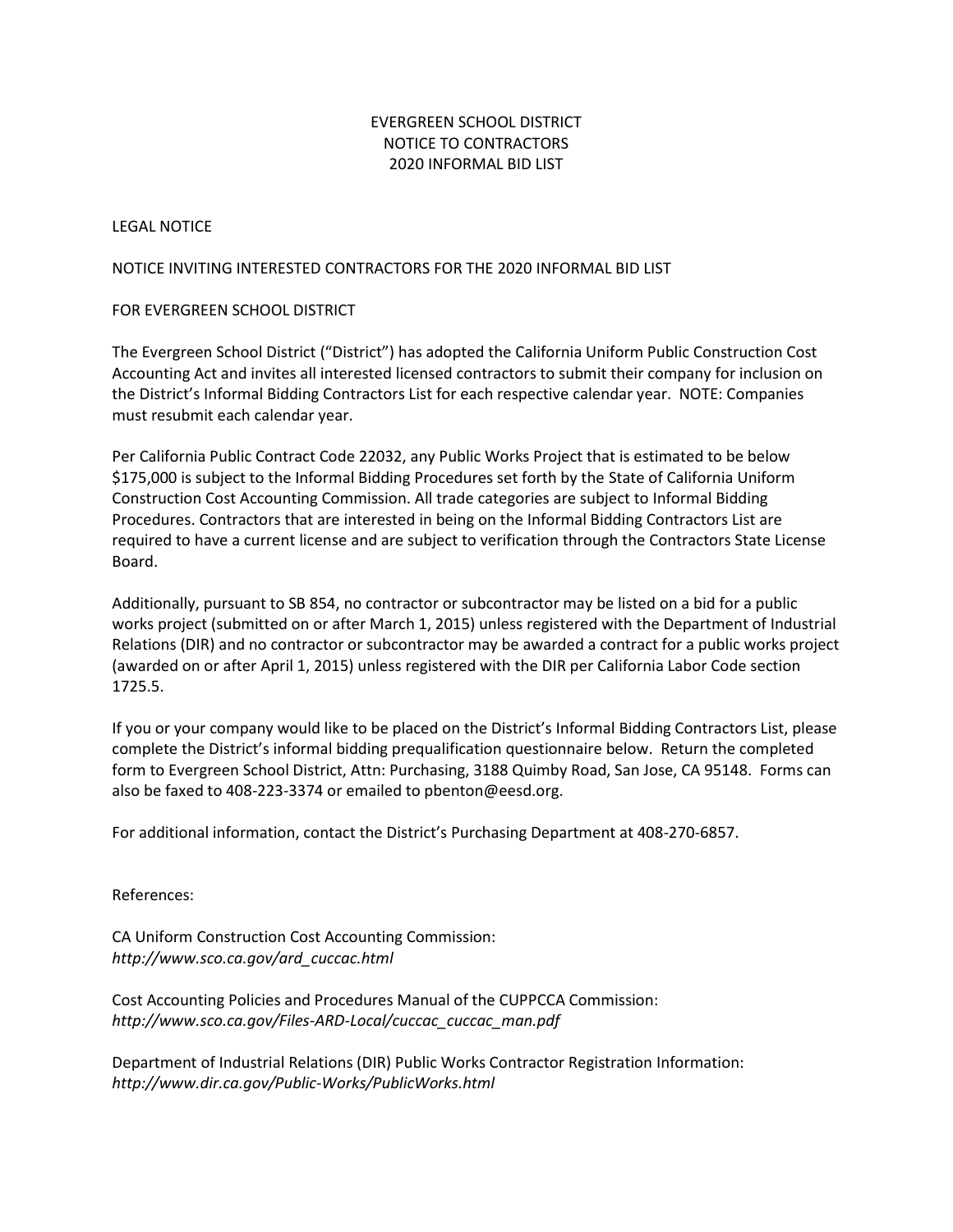# EVERGREEN SCHOOL DISTRICT
## NOTICE TO CONTRACTORS
## 2020 INFORMAL BID LIST

LEGAL NOTICE

NOTICE INVITING INTERESTED CONTRACTORS FOR THE 2020 INFORMAL BID LIST

FOR EVERGREEN SCHOOL DISTRICT

The Evergreen School District ("District") has adopted the California Uniform Public Construction Cost Accounting Act and invites all interested licensed contractors to submit their company for inclusion on the District's Informal Bidding Contractors List for each respective calendar year. NOTE: Companies must resubmit each calendar year.

Per California Public Contract Code 22032, any Public Works Project that is estimated to be below $175,000 is subject to the Informal Bidding Procedures set forth by the State of California Uniform Construction Cost Accounting Commission. All trade categories are subject to Informal Bidding Procedures. Contractors that are interested in being on the Informal Bidding Contractors List are required to have a current license and are subject to verification through the Contractors State License Board.

Additionally, pursuant to SB 854, no contractor or subcontractor may be listed on a bid for a public works project (submitted on or after March 1, 2015) unless registered with the Department of Industrial Relations (DIR) and no contractor or subcontractor may be awarded a contract for a public works project (awarded on or after April 1, 2015) unless registered with the DIR per California Labor Code section 1725.5.

If you or your company would like to be placed on the District's Informal Bidding Contractors List, please complete the District's informal bidding prequalification questionnaire below. Return the completed form to Evergreen School District, Attn: Purchasing, 3188 Quimby Road, San Jose, CA 95148. Forms can also be faxed to 408-223-3374 or emailed to pbenton@eesd.org.

For additional information, contact the District's Purchasing Department at 408-270-6857.

References:

CA Uniform Construction Cost Accounting Commission:
*http://www.sco.ca.gov/ard_cuccac.html*

Cost Accounting Policies and Procedures Manual of the CUPPCCA Commission:
*http://www.sco.ca.gov/Files-ARD-Local/cuccac_cuccac_man.pdf*

Department of Industrial Relations (DIR) Public Works Contractor Registration Information:
*http://www.dir.ca.gov/Public-Works/PublicWorks.html*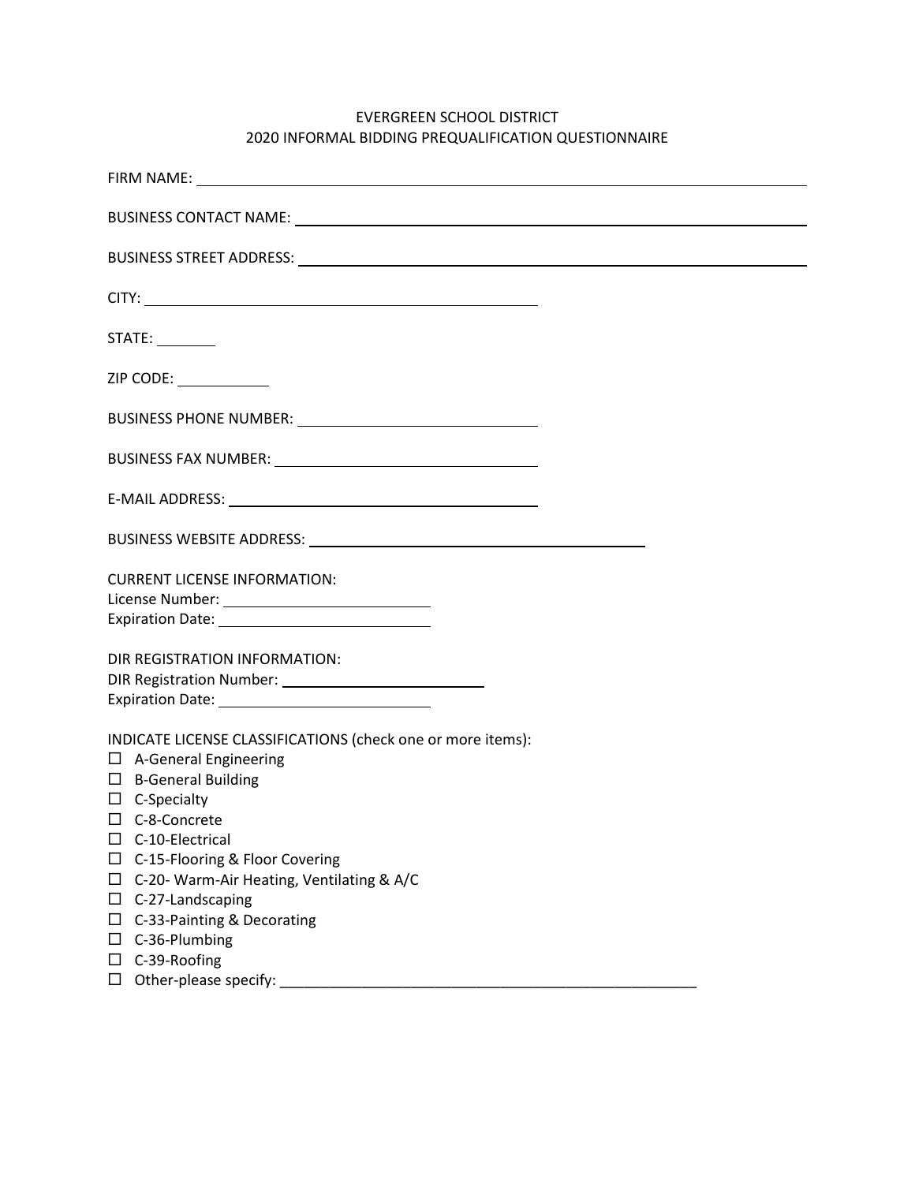EVERGREEN SCHOOL DISTRICT
2020 INFORMAL BIDDING PREQUALIFICATION QUESTIONNAIRE

FIRM NAME: ______________________________

BUSINESS CONTACT NAME: ______________________________

BUSINESS STREET ADDRESS: ______________________________

CITY: ______________________________

STATE: ________

ZIP CODE: ____________

BUSINESS PHONE NUMBER: ______________________________

BUSINESS FAX NUMBER: ______________________________

E-MAIL ADDRESS: ______________________________

BUSINESS WEBSITE ADDRESS: ______________________________

CURRENT LICENSE INFORMATION:
License Number: ______________________________
Expiration Date: ______________________________

DIR REGISTRATION INFORMATION:
DIR Registration Number: ______________________________
Expiration Date: ______________________________

INDICATE LICENSE CLASSIFICATIONS (check one or more items):

- ☐ A-General Engineering
- ☐ B-General Building
- ☐ C-Specialty
- ☐ C-8-Concrete
- ☐ C-10-Electrical
- ☐ C-15-Flooring & Floor Covering
- ☐ C-20- Warm-Air Heating, Ventilating & A/C
- ☐ C-27-Landscaping
- ☐ C-33-Painting & Decorating
- ☐ C-36-Plumbing
- ☐ C-39-Roofing
- ☐ Other-please specify: ______________________________________________________